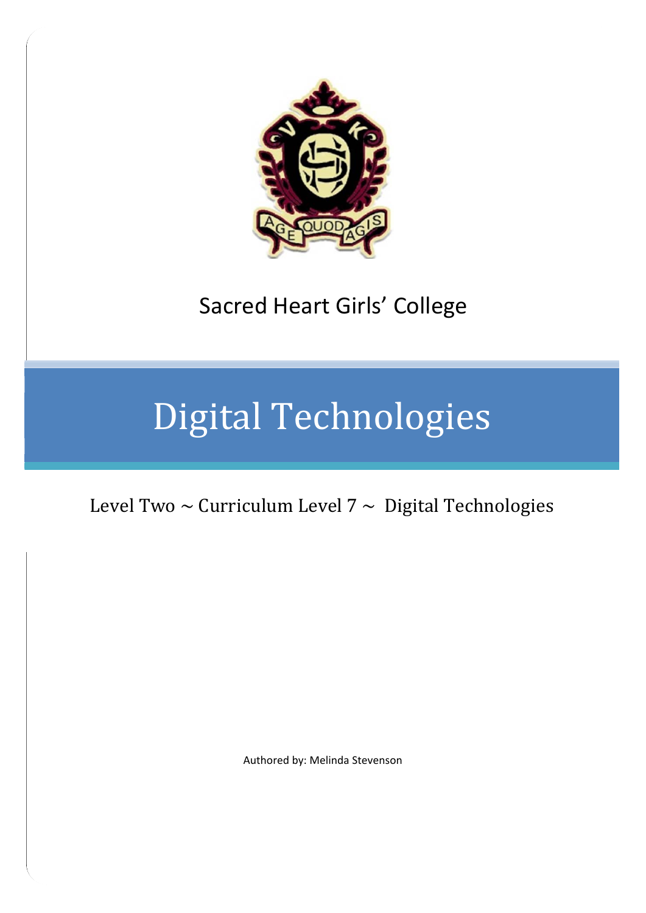Sacred Heart Girls' College

# Digital Technologies

Level Two ~ Curriculum Level 7 ~ Digital Technologies

Authored by: Melinda Stevenson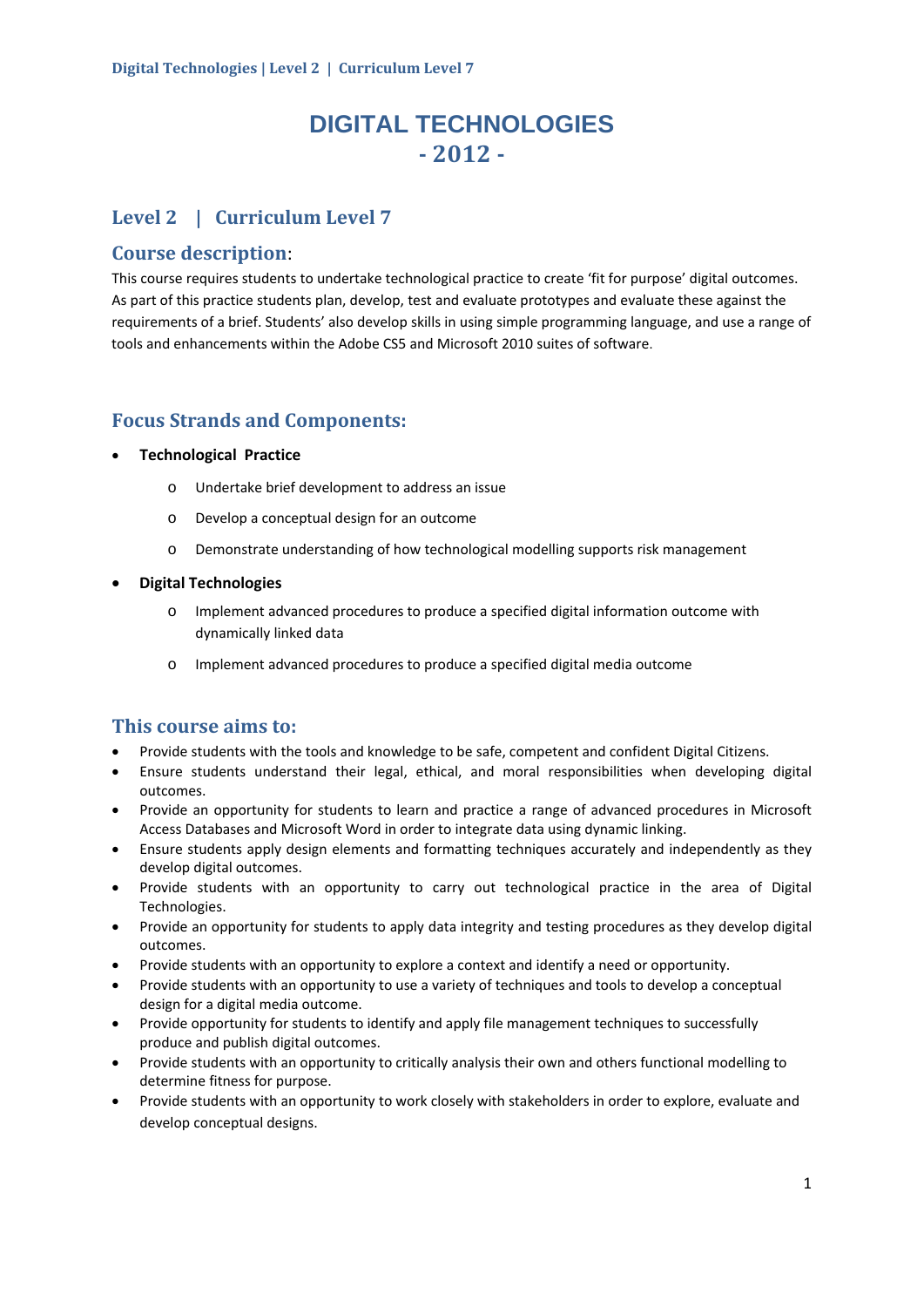# DIGITAL TECHNOLOGIES
# - 2012 -

## Level 2 | Curriculum Level 7

## Course description:

This course requires students to undertake technological practice to create 'fit for purpose' digital outcomes. As part of this practice students plan, develop, test and evaluate prototypes and evaluate these against the requirements of a brief. Students' also develop skills in using simple programming language, and use a range of tools and enhancements within the Adobe CS5 and Microsoft 2010 suites of software.

## Focus Strands and Components:

- **Technological Practice**
  - Undertake brief development to address an issue
  - Develop a conceptual design for an outcome
  - Demonstrate understanding of how technological modelling supports risk management
- **Digital Technologies**
  - Implement advanced procedures to produce a specified digital information outcome with dynamically linked data
  - Implement advanced procedures to produce a specified digital media outcome

## This course aims to:

- Provide students with the tools and knowledge to be safe, competent and confident Digital Citizens.
- Ensure students understand their legal, ethical, and moral responsibilities when developing digital outcomes.
- Provide an opportunity for students to learn and practice a range of advanced procedures in Microsoft Access Databases and Microsoft Word in order to integrate data using dynamic linking.
- Ensure students apply design elements and formatting techniques accurately and independently as they develop digital outcomes.
- Provide students with an opportunity to carry out technological practice in the area of Digital Technologies.
- Provide an opportunity for students to apply data integrity and testing procedures as they develop digital outcomes.
- Provide students with an opportunity to explore a context and identify a need or opportunity.
- Provide students with an opportunity to use a variety of techniques and tools to develop a conceptual design for a digital media outcome.
- Provide opportunity for students to identify and apply file management techniques to successfully produce and publish digital outcomes.
- Provide students with an opportunity to critically analysis their own and others functional modelling to determine fitness for purpose.
- Provide students with an opportunity to work closely with stakeholders in order to explore, evaluate and develop conceptual designs.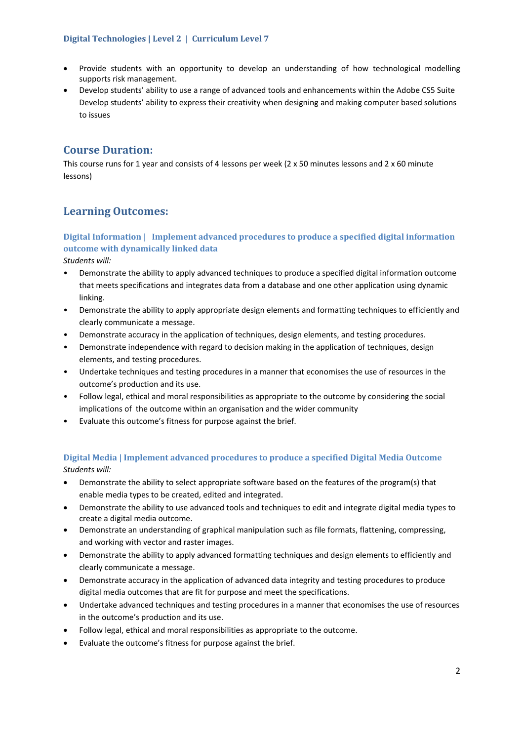- Provide students with an opportunity to develop an understanding of how technological modelling supports risk management.
- Develop students' ability to use a range of advanced tools and enhancements within the Adobe CS5 Suite Develop students' ability to express their creativity when designing and making computer based solutions to issues

## Course Duration:

This course runs for 1 year and consists of 4 lessons per week (2 x 50 minutes lessons and 2 x 60 minute lessons)

## Learning Outcomes:

### Digital Information | Implement advanced procedures to produce a specified digital information outcome with dynamically linked data

*Students will:*

- Demonstrate the ability to apply advanced techniques to produce a specified digital information outcome that meets specifications and integrates data from a database and one other application using dynamic linking.
- Demonstrate the ability to apply appropriate design elements and formatting techniques to efficiently and clearly communicate a message.
- Demonstrate accuracy in the application of techniques, design elements, and testing procedures.
- Demonstrate independence with regard to decision making in the application of techniques, design elements, and testing procedures.
- Undertake techniques and testing procedures in a manner that economises the use of resources in the outcome's production and its use.
- Follow legal, ethical and moral responsibilities as appropriate to the outcome by considering the social implications of the outcome within an organisation and the wider community
- Evaluate this outcome's fitness for purpose against the brief.

### Digital Media | Implement advanced procedures to produce a specified Digital Media Outcome

*Students will:*

- Demonstrate the ability to select appropriate software based on the features of the program(s) that enable media types to be created, edited and integrated.
- Demonstrate the ability to use advanced tools and techniques to edit and integrate digital media types to create a digital media outcome.
- Demonstrate an understanding of graphical manipulation such as file formats, flattening, compressing, and working with vector and raster images.
- Demonstrate the ability to apply advanced formatting techniques and design elements to efficiently and clearly communicate a message.
- Demonstrate accuracy in the application of advanced data integrity and testing procedures to produce digital media outcomes that are fit for purpose and meet the specifications.
- Undertake advanced techniques and testing procedures in a manner that economises the use of resources in the outcome's production and its use.
- Follow legal, ethical and moral responsibilities as appropriate to the outcome.
- Evaluate the outcome's fitness for purpose against the brief.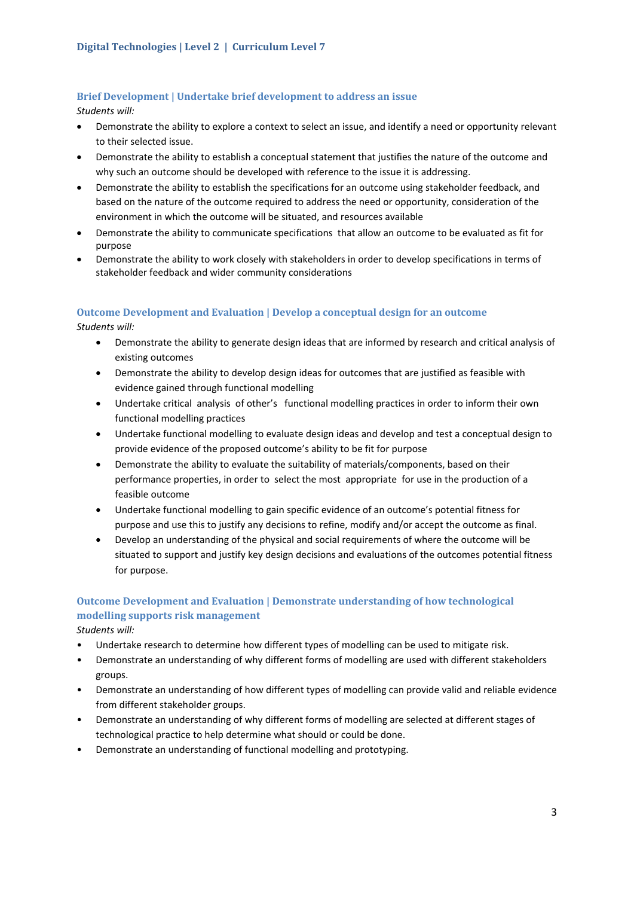## Digital Technologies | Level 2 | Curriculum Level 7

### Brief Development | Undertake brief development to address an issue

*Students will:*

- Demonstrate the ability to explore a context to select an issue, and identify a need or opportunity relevant to their selected issue.
- Demonstrate the ability to establish a conceptual statement that justifies the nature of the outcome and why such an outcome should be developed with reference to the issue it is addressing.
- Demonstrate the ability to establish the specifications for an outcome using stakeholder feedback, and based on the nature of the outcome required to address the need or opportunity, consideration of the environment in which the outcome will be situated, and resources available
- Demonstrate the ability to communicate specifications that allow an outcome to be evaluated as fit for purpose
- Demonstrate the ability to work closely with stakeholders in order to develop specifications in terms of stakeholder feedback and wider community considerations

### Outcome Development and Evaluation | Develop a conceptual design for an outcome

*Students will:*

- Demonstrate the ability to generate design ideas that are informed by research and critical analysis of existing outcomes
- Demonstrate the ability to develop design ideas for outcomes that are justified as feasible with evidence gained through functional modelling
- Undertake critical analysis of other's functional modelling practices in order to inform their own functional modelling practices
- Undertake functional modelling to evaluate design ideas and develop and test a conceptual design to provide evidence of the proposed outcome's ability to be fit for purpose
- Demonstrate the ability to evaluate the suitability of materials/components, based on their performance properties, in order to select the most appropriate for use in the production of a feasible outcome
- Undertake functional modelling to gain specific evidence of an outcome's potential fitness for purpose and use this to justify any decisions to refine, modify and/or accept the outcome as final.
- Develop an understanding of the physical and social requirements of where the outcome will be situated to support and justify key design decisions and evaluations of the outcomes potential fitness for purpose.

### Outcome Development and Evaluation | Demonstrate understanding of how technological modelling supports risk management

*Students will:*

- Undertake research to determine how different types of modelling can be used to mitigate risk.
- Demonstrate an understanding of why different forms of modelling are used with different stakeholders groups.
- Demonstrate an understanding of how different types of modelling can provide valid and reliable evidence from different stakeholder groups.
- Demonstrate an understanding of why different forms of modelling are selected at different stages of technological practice to help determine what should or could be done.
- Demonstrate an understanding of functional modelling and prototyping.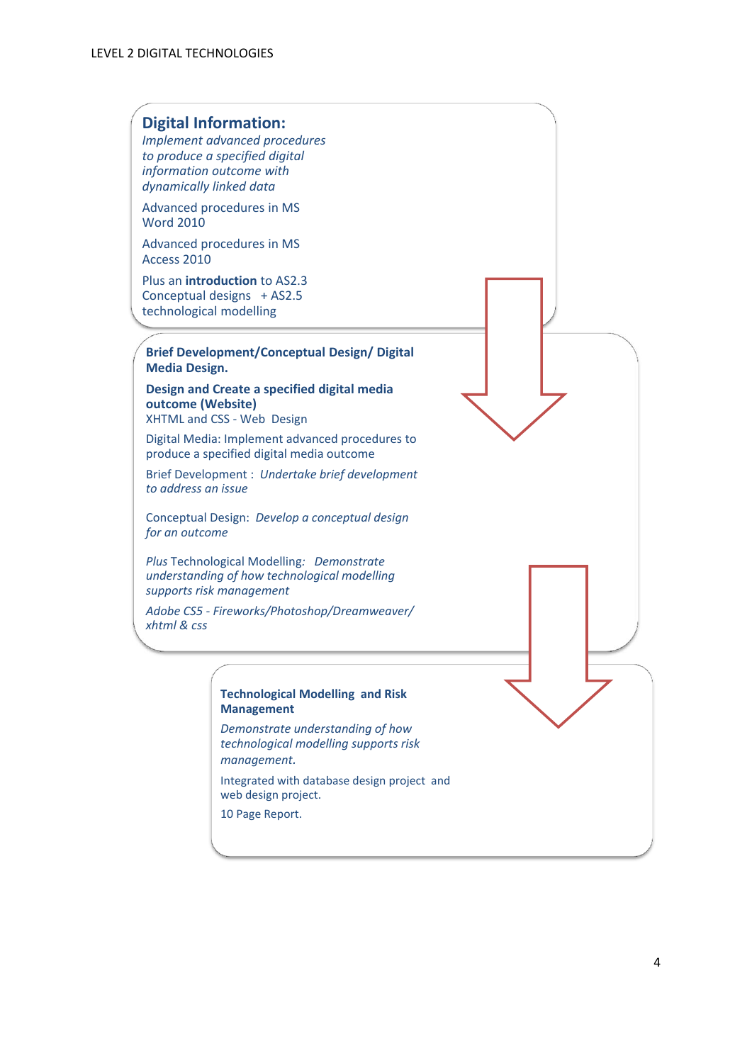## Digital Information:

*Implement advanced procedures to produce a specified digital information outcome with dynamically linked data*

Advanced procedures in MS Word 2010

Advanced procedures in MS Access 2010

Plus an **introduction** to AS2.3 Conceptual designs + AS2.5 technological modelling

**Brief Development/Conceptual Design/ Digital Media Design.**

**Design and Create a specified digital media outcome (Website)**
XHTML and CSS - Web Design

Digital Media: Implement advanced procedures to produce a specified digital media outcome

Brief Development : *Undertake brief development to address an issue*

Conceptual Design: *Develop a conceptual design for an outcome*

*Plus* Technological Modelling*: Demonstrate understanding of how technological modelling supports risk management*

*Adobe CS5 - Fireworks/Photoshop/Dreamweaver/ xhtml & css*

**Technological Modelling and Risk Management**

*Demonstrate understanding of how technological modelling supports risk management.*

Integrated with database design project and web design project.

10 Page Report.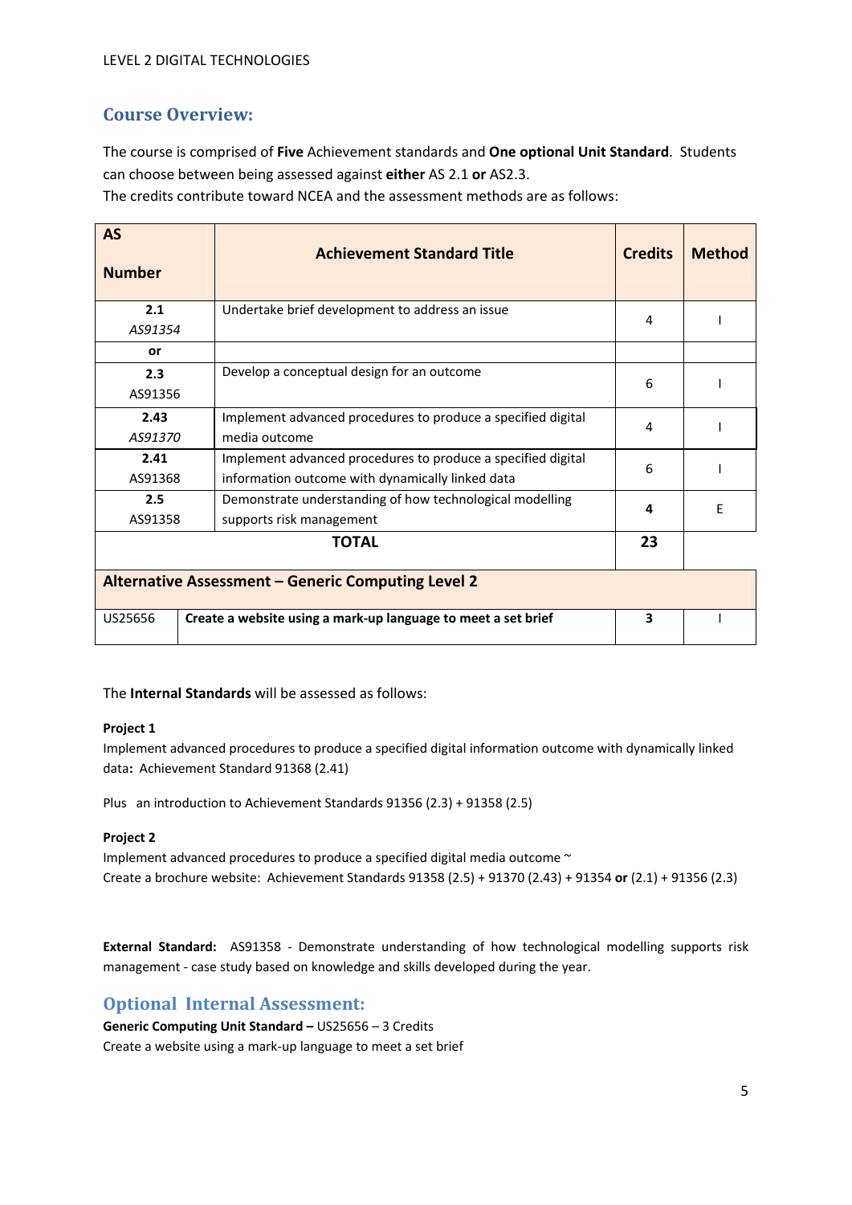## Course Overview:

The course is comprised of **Five** Achievement standards and **One optional Unit Standard**. Students can choose between being assessed against **either** AS 2.1 **or** AS2.3.
The credits contribute toward NCEA and the assessment methods are as follows:

| **AS Number** | **Achievement Standard Title** | **Credits** | **Method** |
|---|---|---|---|
| **2.1** *AS91354* | Undertake brief development to address an issue | 4 | I |
| **or** | | | |
| **2.3** AS91356 | Develop a conceptual design for an outcome | 6 | I |
| **2.43** *AS91370* | Implement advanced procedures to produce a specified digital media outcome | 4 | I |
| **2.41** AS91368 | Implement advanced procedures to produce a specified digital information outcome with dynamically linked data | 6 | I |
| **2.5** AS91358 | Demonstrate understanding of how technological modelling supports risk management | **4** | E |
| | **TOTAL** | **23** | |
| **Alternative Assessment – Generic Computing Level 2** | | | |
| US25656 | **Create a website using a mark-up language to meet a set brief** | **3** | I |

The **Internal Standards** will be assessed as follows:

**Project 1**
Implement advanced procedures to produce a specified digital information outcome with dynamically linked data**:** Achievement Standard 91368 (2.41)

Plus an introduction to Achievement Standards 91356 (2.3) + 91358 (2.5)

**Project 2**
Implement advanced procedures to produce a specified digital media outcome ~
Create a brochure website: Achievement Standards 91358 (2.5) + 91370 (2.43) + 91354 **or** (2.1) + 91356 (2.3)

**External Standard:** AS91358 - Demonstrate understanding of how technological modelling supports risk management - case study based on knowledge and skills developed during the year.

## Optional Internal Assessment:

**Generic Computing Unit Standard –** US25656 – 3 Credits
Create a website using a mark-up language to meet a set brief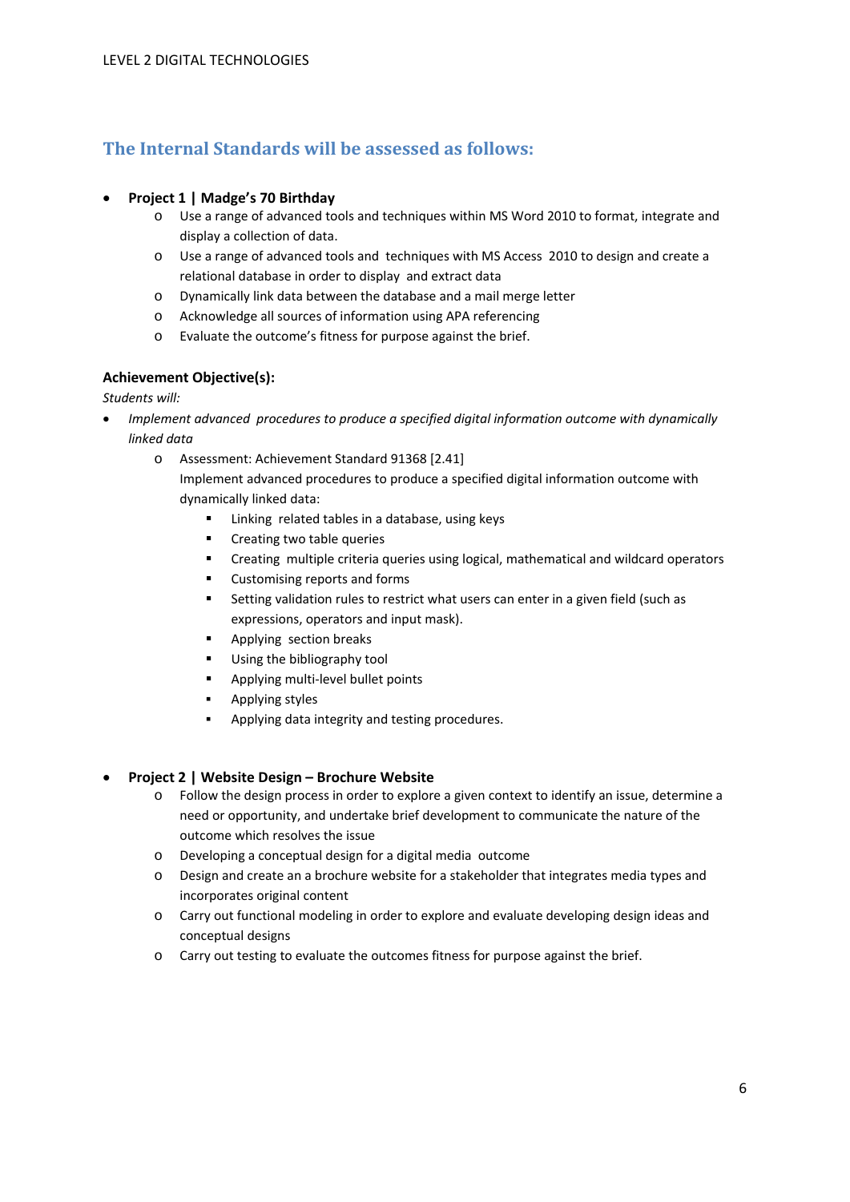## The Internal Standards will be assessed as follows:

- **Project 1 | Madge's 70 Birthday**
  - Use a range of advanced tools and techniques within MS Word 2010 to format, integrate and display a collection of data.
  - Use a range of advanced tools and techniques with MS Access 2010 to design and create a relational database in order to display and extract data
  - Dynamically link data between the database and a mail merge letter
  - Acknowledge all sources of information using APA referencing
  - Evaluate the outcome's fitness for purpose against the brief.

**Achievement Objective(s):**

*Students will:*

- *Implement advanced procedures to produce a specified digital information outcome with dynamically linked data*
  - Assessment: Achievement Standard 91368 [2.41]
    Implement advanced procedures to produce a specified digital information outcome with dynamically linked data:
    - Linking related tables in a database, using keys
    - Creating two table queries
    - Creating multiple criteria queries using logical, mathematical and wildcard operators
    - Customising reports and forms
    - Setting validation rules to restrict what users can enter in a given field (such as expressions, operators and input mask).
    - Applying section breaks
    - Using the bibliography tool
    - Applying multi-level bullet points
    - Applying styles
    - Applying data integrity and testing procedures.

- **Project 2 | Website Design – Brochure Website**
  - Follow the design process in order to explore a given context to identify an issue, determine a need or opportunity, and undertake brief development to communicate the nature of the outcome which resolves the issue
  - Developing a conceptual design for a digital media outcome
  - Design and create an a brochure website for a stakeholder that integrates media types and incorporates original content
  - Carry out functional modeling in order to explore and evaluate developing design ideas and conceptual designs
  - Carry out testing to evaluate the outcomes fitness for purpose against the brief.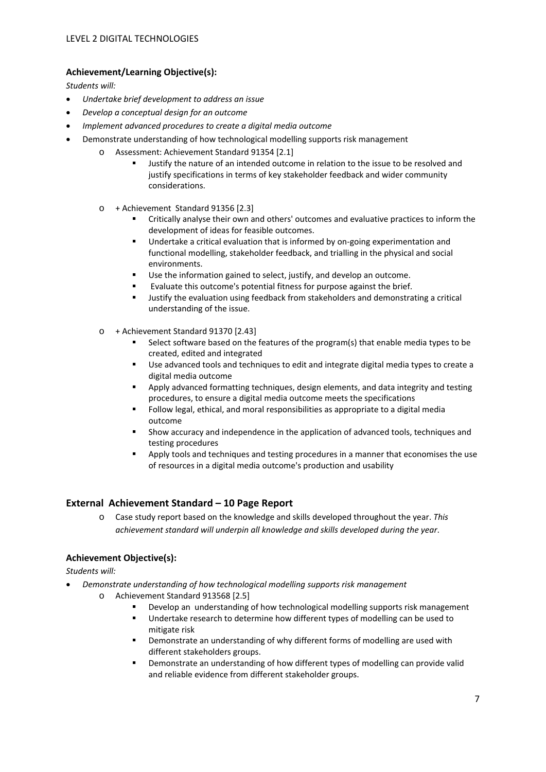### Achievement/Learning Objective(s):

*Students will:*

- *Undertake brief development to address an issue*
- *Develop a conceptual design for an outcome*
- *Implement advanced procedures to create a digital media outcome*
- Demonstrate understanding of how technological modelling supports risk management
  - Assessment: Achievement Standard 91354 [2.1]
    - Justify the nature of an intended outcome in relation to the issue to be resolved and justify specifications in terms of key stakeholder feedback and wider community considerations.
  - + Achievement Standard 91356 [2.3]
    - Critically analyse their own and others' outcomes and evaluative practices to inform the development of ideas for feasible outcomes.
    - Undertake a critical evaluation that is informed by on-going experimentation and functional modelling, stakeholder feedback, and trialling in the physical and social environments.
    - Use the information gained to select, justify, and develop an outcome.
    - Evaluate this outcome's potential fitness for purpose against the brief.
    - Justify the evaluation using feedback from stakeholders and demonstrating a critical understanding of the issue.
  - + Achievement Standard 91370 [2.43]
    - Select software based on the features of the program(s) that enable media types to be created, edited and integrated
    - Use advanced tools and techniques to edit and integrate digital media types to create a digital media outcome
    - Apply advanced formatting techniques, design elements, and data integrity and testing procedures, to ensure a digital media outcome meets the specifications
    - Follow legal, ethical, and moral responsibilities as appropriate to a digital media outcome
    - Show accuracy and independence in the application of advanced tools, techniques and testing procedures
    - Apply tools and techniques and testing procedures in a manner that economises the use of resources in a digital media outcome's production and usability

## External Achievement Standard – 10 Page Report

- Case study report based on the knowledge and skills developed throughout the year. *This achievement standard will underpin all knowledge and skills developed during the year*.

### Achievement Objective(s):

*Students will:*

- *Demonstrate understanding of how technological modelling supports risk management*
  - Achievement Standard 913568 [2.5]
    - Develop an understanding of how technological modelling supports risk management
    - Undertake research to determine how different types of modelling can be used to mitigate risk
    - Demonstrate an understanding of why different forms of modelling are used with different stakeholders groups.
    - Demonstrate an understanding of how different types of modelling can provide valid and reliable evidence from different stakeholder groups.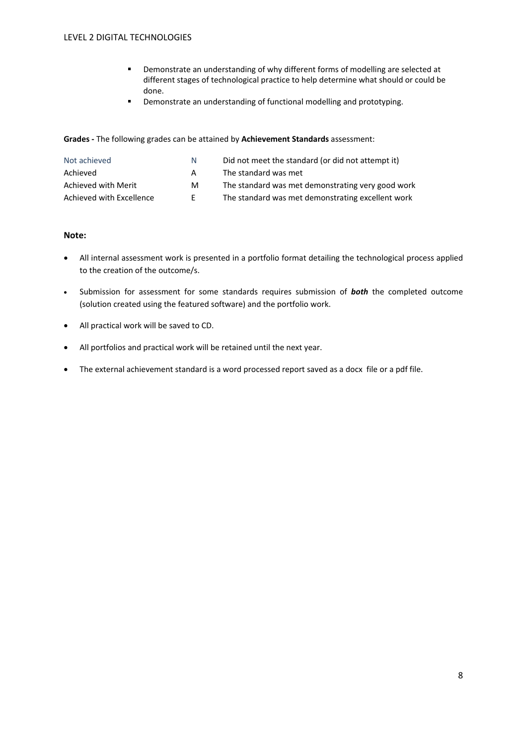- Demonstrate an understanding of why different forms of modelling are selected at different stages of technological practice to help determine what should or could be done.
- Demonstrate an understanding of functional modelling and prototyping.

**Grades -** The following grades can be attained by **Achievement Standards** assessment:

| | | |
|---|---|---|
| Not achieved | N | Did not meet the standard (or did not attempt it) |
| Achieved | A | The standard was met |
| Achieved with Merit | M | The standard was met demonstrating very good work |
| Achieved with Excellence | E | The standard was met demonstrating excellent work |

**Note:**

- All internal assessment work is presented in a portfolio format detailing the technological process applied to the creation of the outcome/s.
- Submission for assessment for some standards requires submission of ***both*** the completed outcome (solution created using the featured software) and the portfolio work.
- All practical work will be saved to CD.
- All portfolios and practical work will be retained until the next year.
- The external achievement standard is a word processed report saved as a docx file or a pdf file.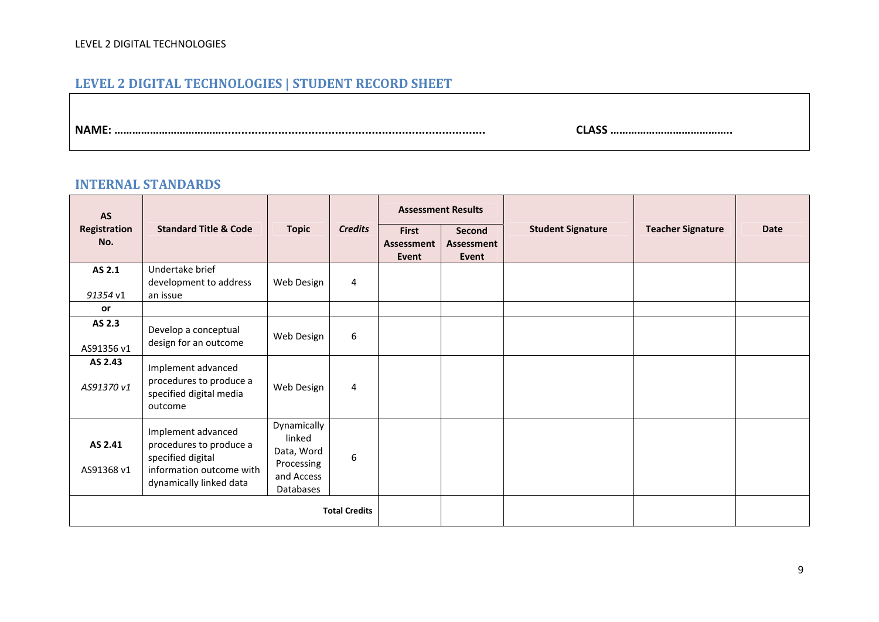## LEVEL 2 DIGITAL TECHNOLOGIES | STUDENT RECORD SHEET

**NAME: ……………………………..............................................................................................** **CLASS …………………………………..**

## INTERNAL STANDARDS

| AS Registration No. | Standard Title & Code | Topic | *Credits* | Assessment Results | | Student Signature | Teacher Signature | Date |
|---|---|---|---|---|---|---|---|---|
| | | | | First Assessment Event | Second Assessment Event | | | |
| **AS 2.1** *91354* v1 | Undertake brief development to address an issue | Web Design | 4 | | | | | |
| **or** | | | | | | | | |
| **AS 2.3** AS91356 v1 | Develop a conceptual design for an outcome | Web Design | 6 | | | | | |
| **AS 2.43** *AS91370 v1* | Implement advanced procedures to produce a specified digital media outcome | Web Design | 4 | | | | | |
| **AS 2.41** AS91368 v1 | Implement advanced procedures to produce a specified digital information outcome with dynamically linked data | Dynamically linked Data, Word Processing and Access Databases | 6 | | | | | |
| | | | **Total Credits** | | | | | |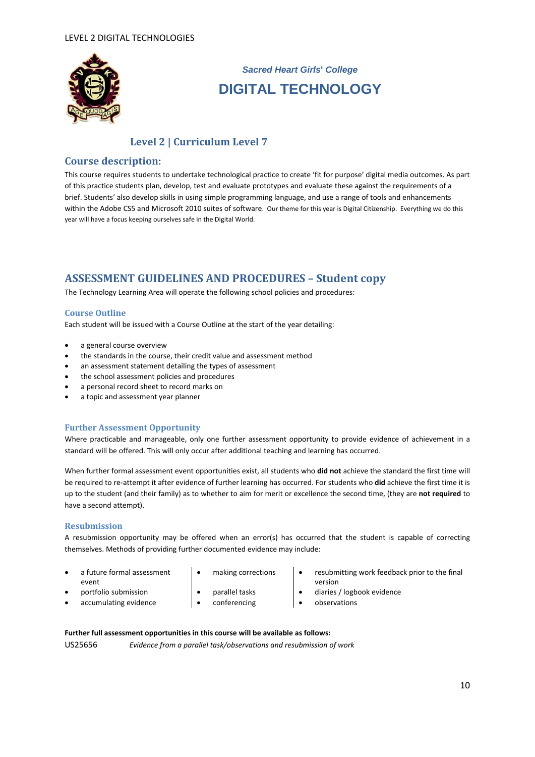*Sacred Heart Girls' College*

# DIGITAL TECHNOLOGY

### Level 2 | Curriculum Level 7

## Course description:

This course requires students to undertake technological practice to create 'fit for purpose' digital media outcomes. As part of this practice students plan, develop, test and evaluate prototypes and evaluate these against the requirements of a brief. Students' also develop skills in using simple programming language, and use a range of tools and enhancements within the Adobe CS5 and Microsoft 2010 suites of software. Our theme for this year is Digital Citizenship. Everything we do this year will have a focus keeping ourselves safe in the Digital World.

## ASSESSMENT GUIDELINES AND PROCEDURES – Student copy

The Technology Learning Area will operate the following school policies and procedures:

### Course Outline

Each student will be issued with a Course Outline at the start of the year detailing:

- a general course overview
- the standards in the course, their credit value and assessment method
- an assessment statement detailing the types of assessment
- the school assessment policies and procedures
- a personal record sheet to record marks on
- a topic and assessment year planner

### Further Assessment Opportunity

Where practicable and manageable, only one further assessment opportunity to provide evidence of achievement in a standard will be offered. This will only occur after additional teaching and learning has occurred.

When further formal assessment event opportunities exist, all students who **did not** achieve the standard the first time will be required to re-attempt it after evidence of further learning has occurred. For students who **did** achieve the first time it is up to the student (and their family) as to whether to aim for merit or excellence the second time, (they are **not required** to have a second attempt).

### Resubmission

A resubmission opportunity may be offered when an error(s) has occurred that the student is capable of correcting themselves. Methods of providing further documented evidence may include:

- a future formal assessment event
- portfolio submission
- accumulating evidence
- making corrections
- parallel tasks
- conferencing
- resubmitting work feedback prior to the final version
- diaries / logbook evidence
- observations

**Further full assessment opportunities in this course will be available as follows:**

US25656 *Evidence from a parallel task/observations and resubmission of work*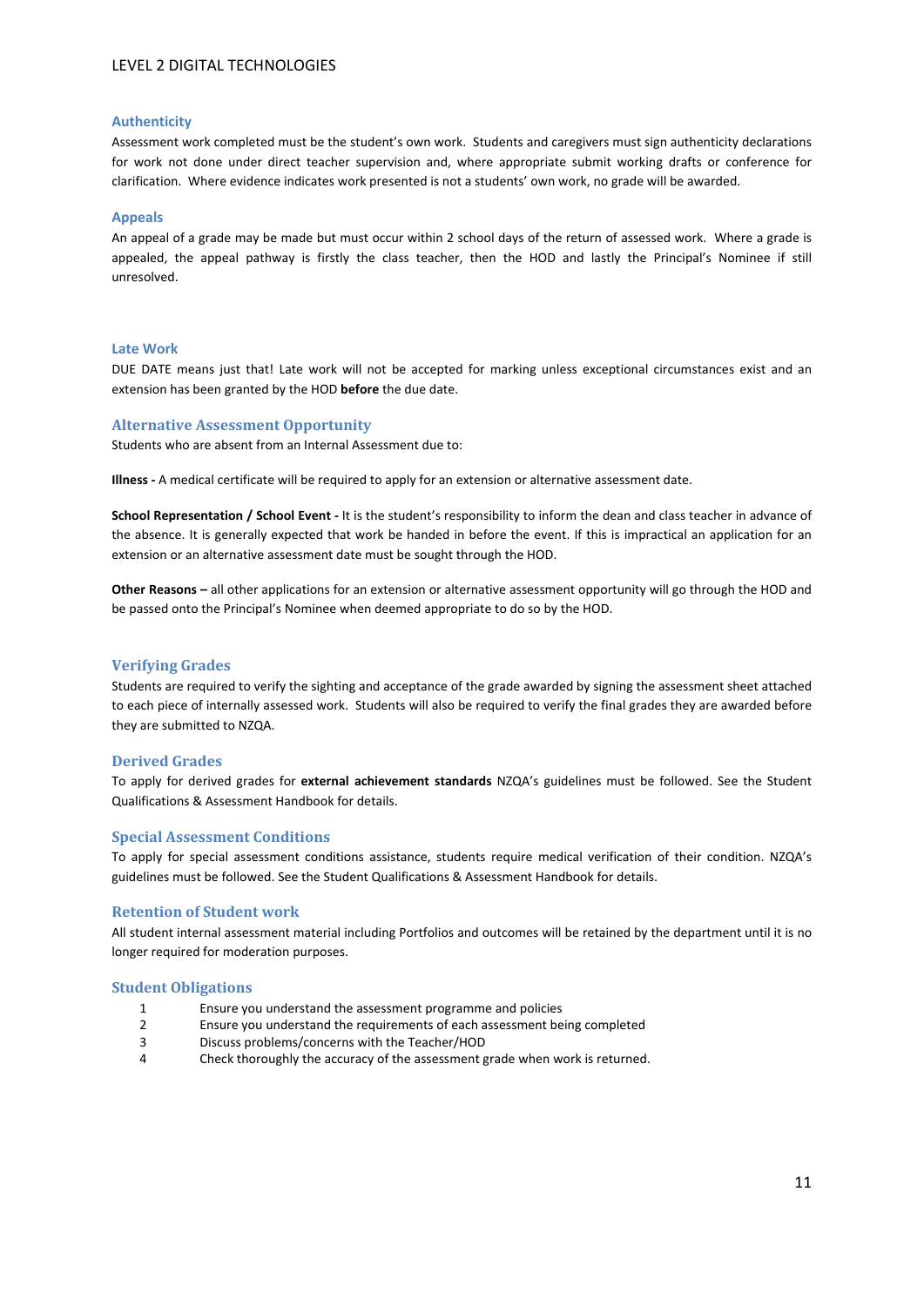## Authenticity

Assessment work completed must be the student's own work. Students and caregivers must sign authenticity declarations for work not done under direct teacher supervision and, where appropriate submit working drafts or conference for clarification. Where evidence indicates work presented is not a students' own work, no grade will be awarded.

## Appeals

An appeal of a grade may be made but must occur within 2 school days of the return of assessed work. Where a grade is appealed, the appeal pathway is firstly the class teacher, then the HOD and lastly the Principal's Nominee if still unresolved.

## Late Work

DUE DATE means just that! Late work will not be accepted for marking unless exceptional circumstances exist and an extension has been granted by the HOD **before** the due date.

## Alternative Assessment Opportunity

Students who are absent from an Internal Assessment due to:

**Illness -** A medical certificate will be required to apply for an extension or alternative assessment date.

**School Representation / School Event -** It is the student's responsibility to inform the dean and class teacher in advance of the absence. It is generally expected that work be handed in before the event. If this is impractical an application for an extension or an alternative assessment date must be sought through the HOD.

**Other Reasons –** all other applications for an extension or alternative assessment opportunity will go through the HOD and be passed onto the Principal's Nominee when deemed appropriate to do so by the HOD.

## Verifying Grades

Students are required to verify the sighting and acceptance of the grade awarded by signing the assessment sheet attached to each piece of internally assessed work. Students will also be required to verify the final grades they are awarded before they are submitted to NZQA.

## Derived Grades

To apply for derived grades for **external achievement standards** NZQA's guidelines must be followed. See the Student Qualifications & Assessment Handbook for details.

## Special Assessment Conditions

To apply for special assessment conditions assistance, students require medical verification of their condition. NZQA's guidelines must be followed. See the Student Qualifications & Assessment Handbook for details.

## Retention of Student work

All student internal assessment material including Portfolios and outcomes will be retained by the department until it is no longer required for moderation purposes.

## Student Obligations

1. Ensure you understand the assessment programme and policies
2. Ensure you understand the requirements of each assessment being completed
3. Discuss problems/concerns with the Teacher/HOD
4. Check thoroughly the accuracy of the assessment grade when work is returned.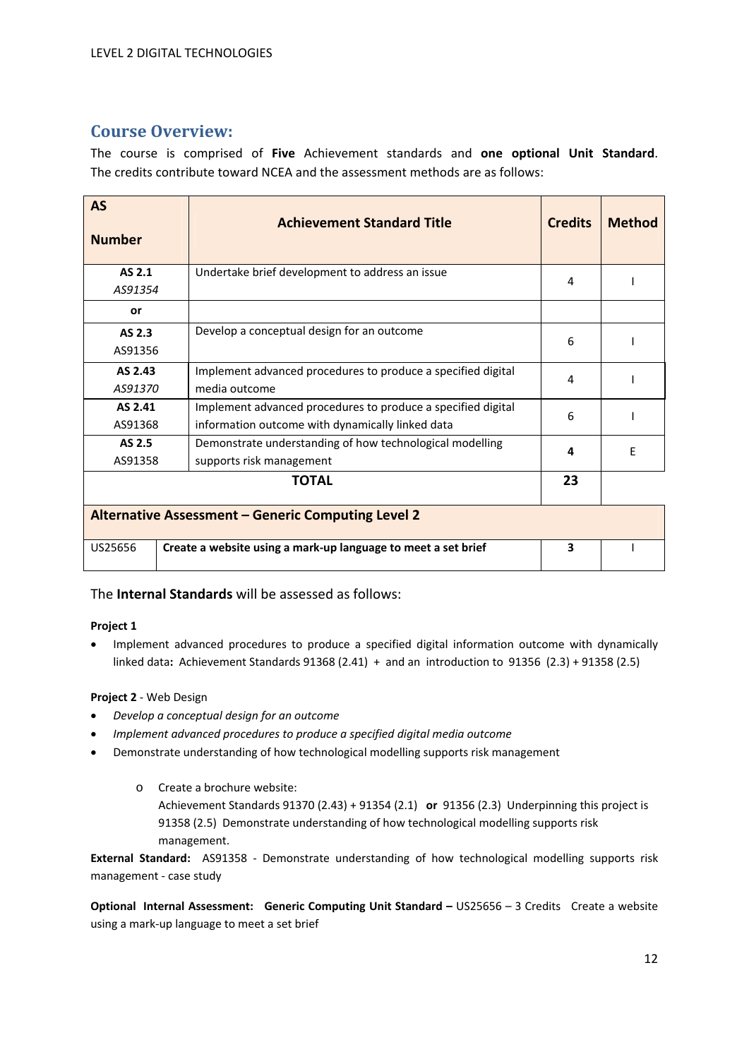## Course Overview:

The course is comprised of **Five** Achievement standards and **one optional Unit Standard**. The credits contribute toward NCEA and the assessment methods are as follows:

| AS Number | Achievement Standard Title | Credits | Method |
|---|---|---|---|
| **AS 2.1** *AS91354* | Undertake brief development to address an issue | 4 | I |
| **or** | | | |
| **AS 2.3** AS91356 | Develop a conceptual design for an outcome | 6 | I |
| **AS 2.43** *AS91370* | Implement advanced procedures to produce a specified digital media outcome | 4 | I |
| **AS 2.41** AS91368 | Implement advanced procedures to produce a specified digital information outcome with dynamically linked data | 6 | I |
| **AS 2.5** AS91358 | Demonstrate understanding of how technological modelling supports risk management | **4** | E |
| | **TOTAL** | **23** | |

| **Alternative Assessment – Generic Computing Level 2** | | | |
|---|---|---|---|
| US25656 | **Create a website using a mark-up language to meet a set brief** | **3** | I |

The **Internal Standards** will be assessed as follows:

**Project 1**

- Implement advanced procedures to produce a specified digital information outcome with dynamically linked data**:** Achievement Standards 91368 (2.41) + and an introduction to 91356 (2.3) + 91358 (2.5)

**Project 2** - Web Design

- *Develop a conceptual design for an outcome*
- *Implement advanced procedures to produce a specified digital media outcome*
- Demonstrate understanding of how technological modelling supports risk management
    - Create a brochure website: Achievement Standards 91370 (2.43) + 91354 (2.1) **or** 91356 (2.3) Underpinning this project is 91358 (2.5) Demonstrate understanding of how technological modelling supports risk management.

**External Standard:** AS91358 - Demonstrate understanding of how technological modelling supports risk management - case study

**Optional Internal Assessment: Generic Computing Unit Standard –** US25656 – 3 Credits Create a website using a mark-up language to meet a set brief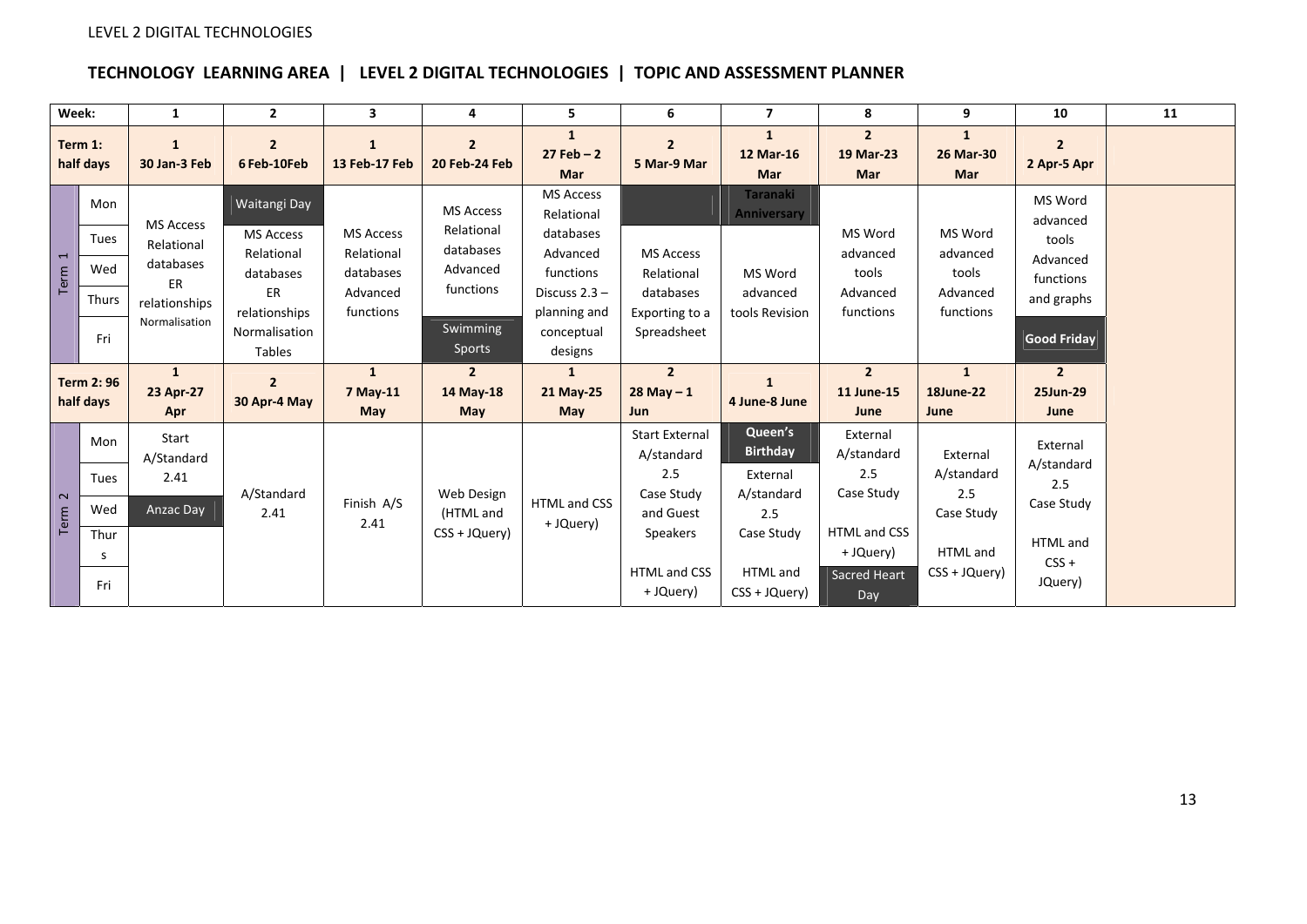## TECHNOLOGY LEARNING AREA | LEVEL 2 DIGITAL TECHNOLOGIES | TOPIC AND ASSESSMENT PLANNER

| Week: | | 1 | 2 | 3 | 4 | 5 | 6 | 7 | 8 | 9 | 10 | 11 |
|---|---|---|---|---|---|---|---|---|---|---|---|---|
| Term 1: half days | | 1 30 Jan-3 Feb | 2 6 Feb-10Feb | 1 13 Feb-17 Feb | 2 20 Feb-24 Feb | 1 27 Feb – 2 Mar | 2 5 Mar-9 Mar | 1 12 Mar-16 Mar | 2 19 Mar-23 Mar | 1 26 Mar-30 Mar | 2 2 Apr-5 Apr | |
| Term 1 | Mon | MS Access Relational databases ER relationships Normalisation | Waitangi Day | MS Access Relational databases Advanced functions | MS Access Relational databases Advanced functions | MS Access Relational databases Advanced functions Discuss 2.3 – planning and conceptual designs | | Taranaki Anniversary | MS Word advanced tools Advanced functions | MS Word advanced tools Advanced functions | MS Word advanced tools Advanced functions and graphs | |
| | Tues | | MS Access Relational databases ER relationships Normalisation Tables | | | | MS Access Relational databases Exporting to a Spreadsheet | MS Word advanced tools Revision | | | | |
| | Wed | | | | | | | | | | | |
| | Thurs | | | | | | | | | | | |
| | Fri | | | | Swimming Sports | | | | | | Good Friday | |
| Term 2: 96 half days | | 1 23 Apr-27 Apr | 2 30 Apr-4 May | 1 7 May-11 May | 2 14 May-18 May | 1 21 May-25 May | 2 28 May – 1 Jun | 1 4 June-8 June | 2 11 June-15 June | 1 18June-22 June | 2 25Jun-29 June | |
| Term 2 | Mon | Start A/Standard 2.41 | A/Standard 2.41 | Finish A/S 2.41 | Web Design (HTML and CSS + JQuery) | HTML and CSS + JQuery) | Start External A/standard 2.5 Case Study and Guest Speakers HTML and CSS + JQuery) | Queen's Birthday | External A/standard 2.5 Case Study HTML and CSS + JQuery) | External A/standard 2.5 Case Study HTML and CSS + JQuery) | External A/standard 2.5 Case Study HTML and CSS + JQuery) | |
| | Tues | | | | | | | External A/standard 2.5 Case Study HTML and CSS + JQuery) | | | | |
| | Wed | Anzac Day | | | | | | | | | | |
| | Thurs | | | | | | | | | | | |
| | Fri | | | | | | | | Sacred Heart Day | | | |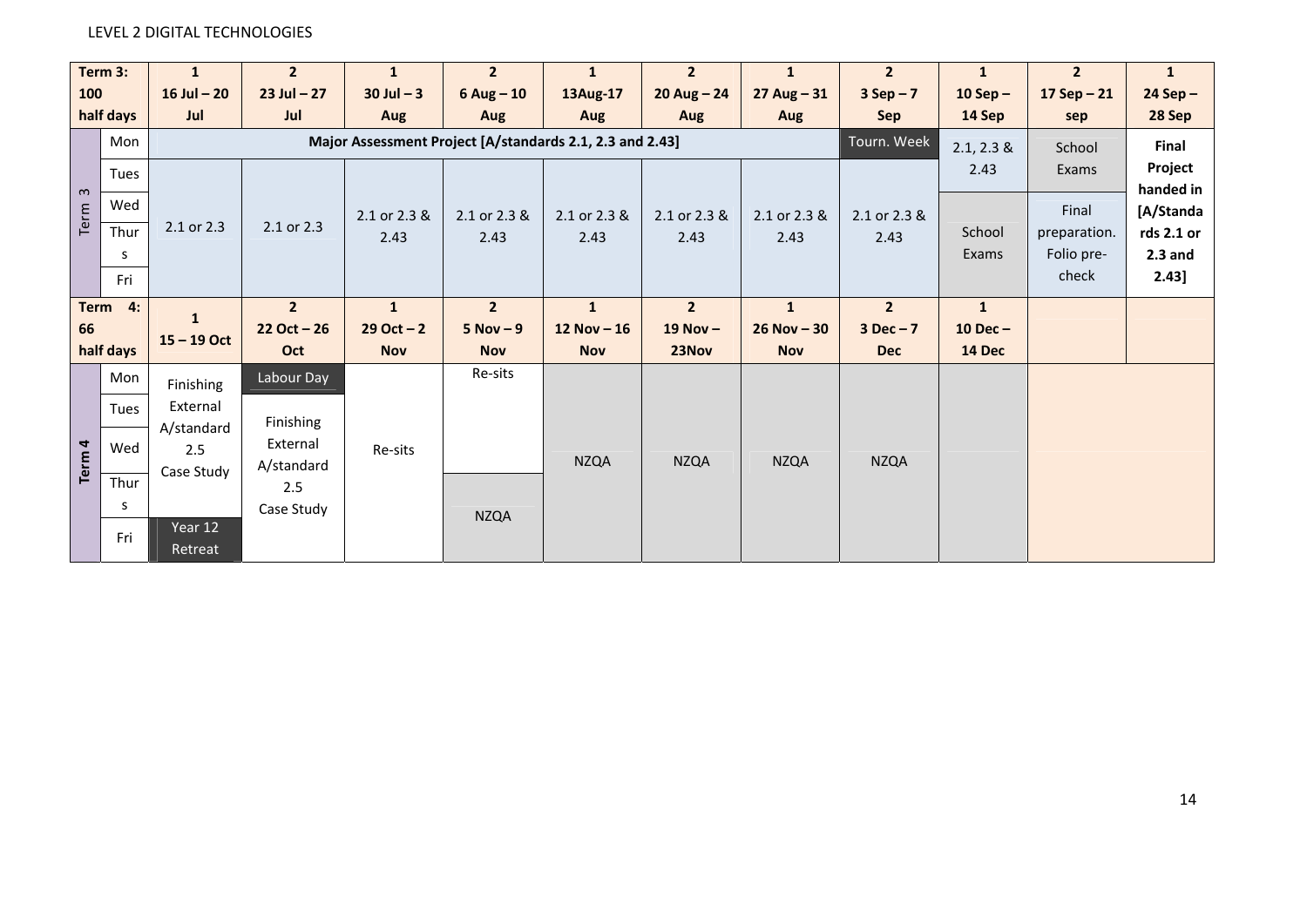LEVEL 2 DIGITAL TECHNOLOGIES

| Term 3: 100 half days | | 1<br>16 Jul – 20 Jul | 2<br>23 Jul – 27 Jul | 1<br>30 Jul – 3 Aug | 2<br>6 Aug – 10 Aug | 1<br>13Aug-17 Aug | 2<br>20 Aug – 24 Aug | 1<br>27 Aug – 31 Aug | 2<br>3 Sep – 7 Sep | 1<br>10 Sep – 14 Sep | 2<br>17 Sep – 21 sep | 1<br>24 Sep – 28 Sep |
|---|---|---|---|---|---|---|---|---|---|---|---|---|
| Term 3 | Mon | Major Assessment Project [A/standards 2.1, 2.3 and 2.43] | | | | | | | Tourn. Week | 2.1, 2.3 & 2.43 | School Exams | **Final Project handed in [A/Standards 2.1 or 2.3 and 2.43]** |
| | Tues | 2.1 or 2.3 | 2.1 or 2.3 | 2.1 or 2.3 & 2.43 | 2.1 or 2.3 & 2.43 | 2.1 or 2.3 & 2.43 | 2.1 or 2.3 & 2.43 | 2.1 or 2.3 & 2.43 | 2.1 or 2.3 & 2.43 | | | |
| | Wed | | | | | | | | | School Exams | Final preparation. Folio pre-check | |
| | Thurs | | | | | | | | | | | |
| | Fri | | | | | | | | | | | |
| **Term 4: 66 half days** | | **1**<br>**15 – 19 Oct** | **2**<br>**22 Oct – 26 Oct** | **1**<br>**29 Oct – 2 Nov** | **2**<br>**5 Nov – 9 Nov** | **1**<br>**12 Nov – 16 Nov** | **2**<br>**19 Nov – 23Nov** | **1**<br>**26 Nov – 30 Nov** | **2**<br>**3 Dec – 7 Dec** | **1**<br>**10 Dec – 14 Dec** | | |
| **Term 4** | Mon | Finishing External A/standard 2.5 Case Study | Labour Day | Re-sits | Re-sits | NZQA | NZQA | NZQA | NZQA | | | |
| | Tues | | Finishing External A/standard 2.5 Case Study | | | | | | | | | |
| | Wed | | | | | | | | | | | |
| | Thurs | | | | NZQA | | | | | | | |
| | Fri | Year 12 Retreat | | | | | | | | | | |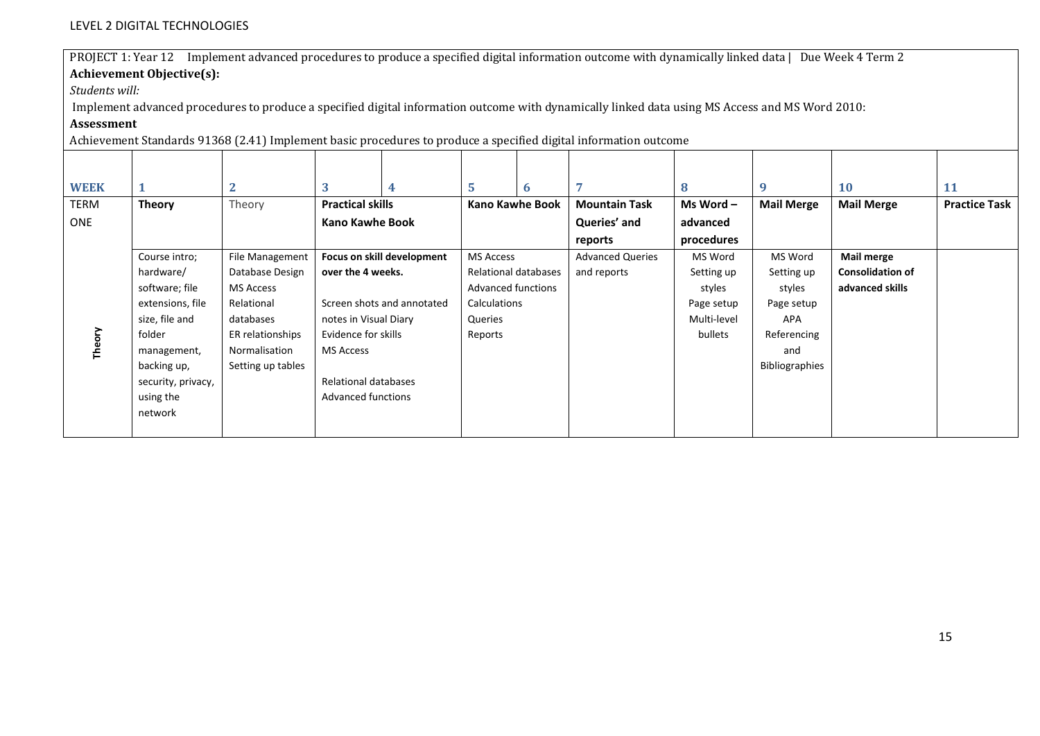PROJECT 1: Year 12 Implement advanced procedures to produce a specified digital information outcome with dynamically linked data | Due Week 4 Term 2

**Achievement Objective(s):**

*Students will:*

Implement advanced procedures to produce a specified digital information outcome with dynamically linked data using MS Access and MS Word 2010:

**Assessment**

Achievement Standards 91368 (2.41) Implement basic procedures to produce a specified digital information outcome

| WEEK | 1 | 2 | 3 | 4 | 5 | 6 | 7 | 8 | 9 | 10 | 11 |
|---|---|---|---|---|---|---|---|---|---|---|---|
| TERM ONE | **Theory** | Theory | **Practical skills Kano Kawhe Book** | | **Kano Kawhe Book** | | **Mountain Task Queries' and reports** | **Ms Word – advanced procedures** | **Mail Merge** | **Mail Merge** | **Practice Task** |
| **Theory** | Course intro; hardware/ software; file extensions, file size, file and folder management, backing up, security, privacy, using the network | File Management Database Design MS Access Relational databases ER relationships Normalisation Setting up tables | **Focus on skill development over the 4 weeks.** Screen shots and annotated notes in Visual Diary Evidence for skills MS Access Relational databases Advanced functions | | MS Access Relational databases Advanced functions Calculations Queries Reports | | Advanced Queries and reports | MS Word Setting up styles Page setup Multi-level bullets | MS Word Setting up styles Page setup APA Referencing and Bibliographies | **Mail merge Consolidation of advanced skills** | |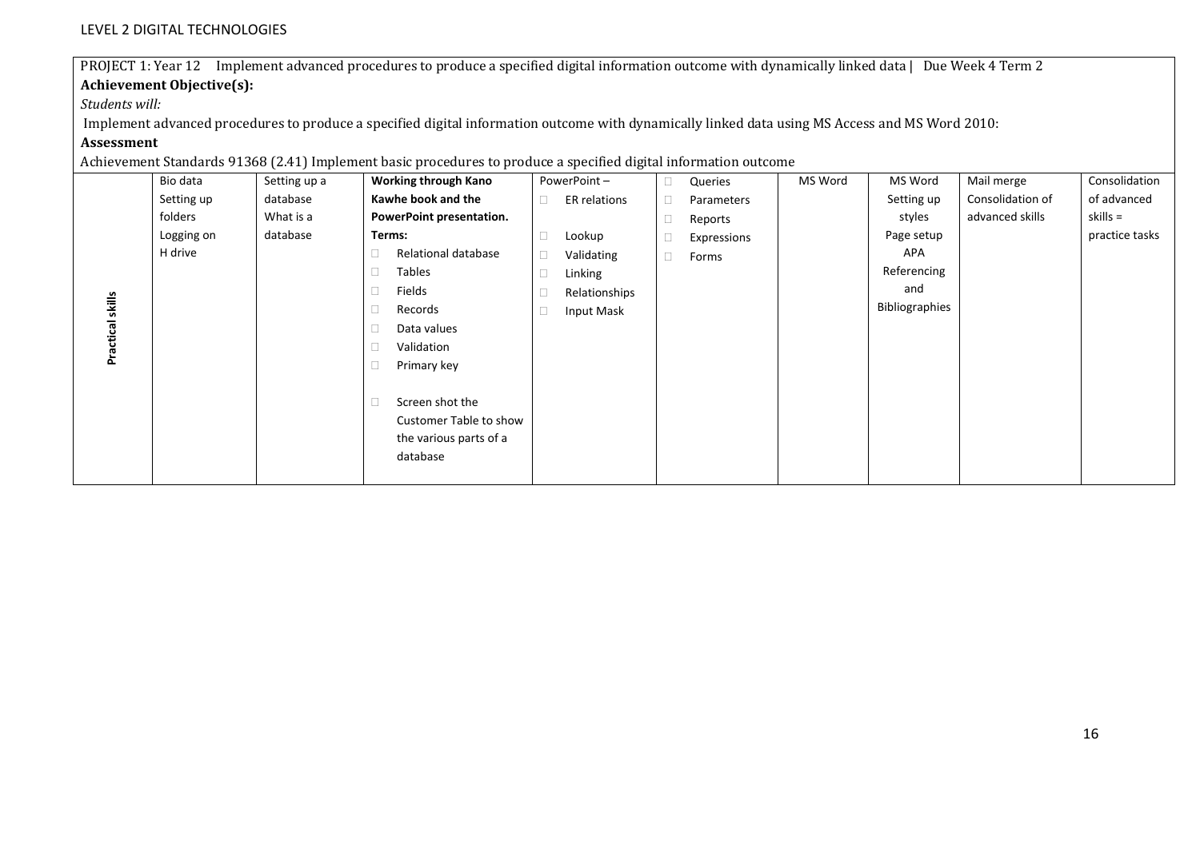PROJECT 1: Year 12 Implement advanced procedures to produce a specified digital information outcome with dynamically linked data | Due Week 4 Term 2

**Achievement Objective(s):**

*Students will:*

Implement advanced procedures to produce a specified digital information outcome with dynamically linked data using MS Access and MS Word 2010:

**Assessment**

Achievement Standards 91368 (2.41) Implement basic procedures to produce a specified digital information outcome

| | | | | | | | | | |
|---|---|---|---|---|---|---|---|---|---|
| **Practical skills** | Bio data<br>Setting up folders<br>Logging on<br>H drive | Setting up a database<br>What is a database | **Working through Kano Kawhe book and the PowerPoint presentation.**<br>**Terms:**<br>- Relational database<br>- Tables<br>- Fields<br>- Records<br>- Data values<br>- Validation<br>- Primary key<br><br>- Screen shot the Customer Table to show the various parts of a database | PowerPoint –<br>- ER relations<br><br>- Lookup<br>- Validating<br>- Linking<br>- Relationships<br>- Input Mask | - Queries<br>- Parameters<br>- Reports<br>- Expressions<br>- Forms | MS Word | MS Word<br>Setting up styles<br>Page setup<br>APA<br>Referencing and Bibliographies | Mail merge<br>Consolidation of advanced skills | Consolidation of advanced skills = practice tasks |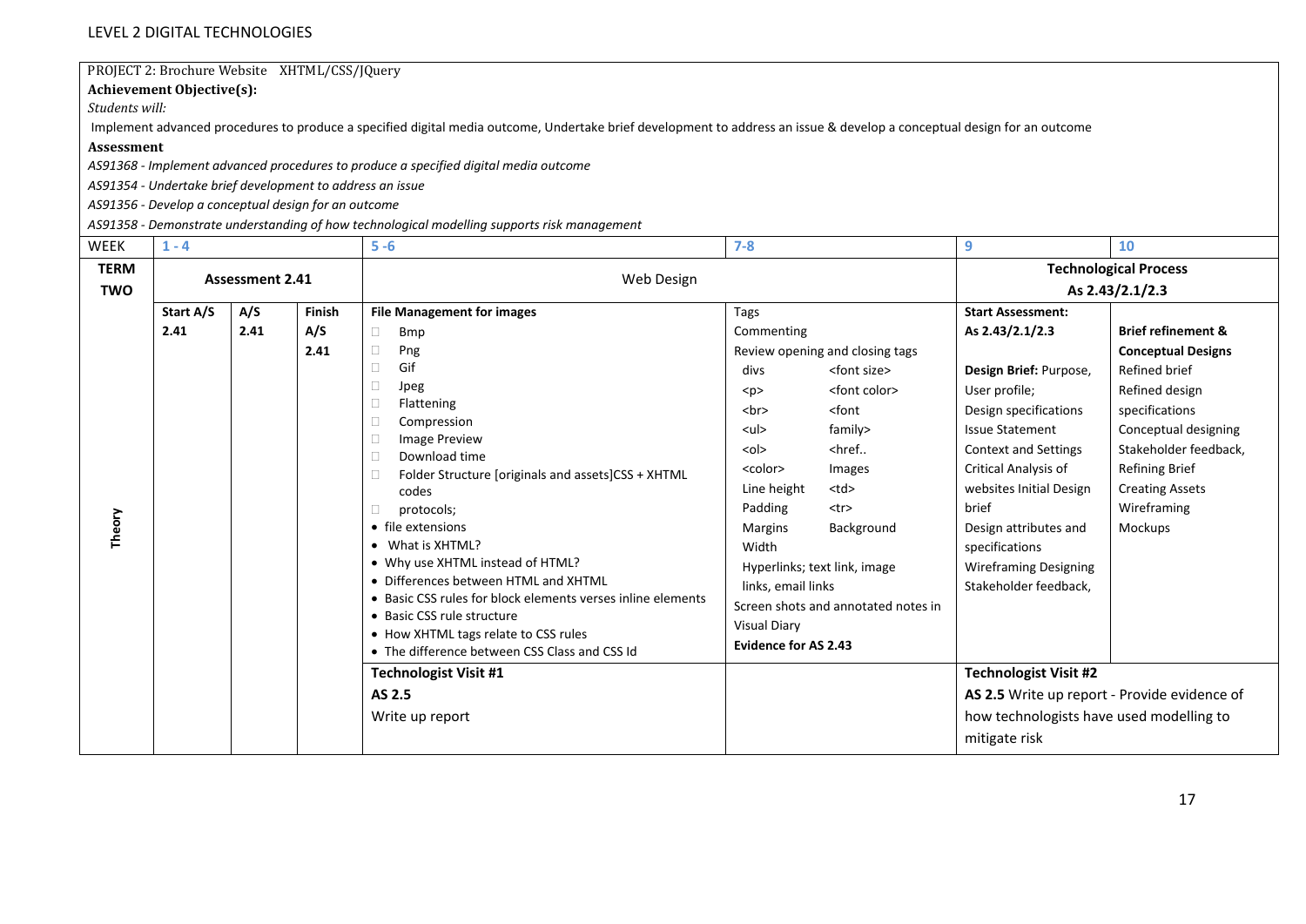PROJECT 2: Brochure Website XHTML/CSS/JQuery

**Achievement Objective(s):**

*Students will:*

Implement advanced procedures to produce a specified digital media outcome, Undertake brief development to address an issue & develop a conceptual design for an outcome

**Assessment**

*AS91368 - Implement advanced procedures to produce a specified digital media outcome*

*AS91354 - Undertake brief development to address an issue*

*AS91356 - Develop a conceptual design for an outcome*

*AS91358 - Demonstrate understanding of how technological modelling supports risk management*

| WEEK | 1 - 4 | | | 5 -6 | 7-8 | 9 | 10 |
|---|---|---|---|---|---|---|---|
| **TERM TWO** | **Assessment 2.41** | | | Web Design | | **Technological Process As 2.43/2.1/2.3** | |
| **Theory** | **Start A/S 2.41** | **A/S 2.41** | **Finish A/S 2.41** | **File Management for images**<br>□ Bmp<br>□ Png<br>□ Gif<br>□ Jpeg<br>□ Flattening<br>□ Compression<br>□ Image Preview<br>□ Download time<br>□ Folder Structure [originals and assets]CSS + XHTML codes<br>□ protocols;<br>• file extensions<br>• What is XHTML?<br>• Why use XHTML instead of HTML?<br>• Differences between HTML and XHTML<br>• Basic CSS rules for block elements verses inline elements<br>• Basic CSS rule structure<br>• How XHTML tags relate to CSS rules<br>• The difference between CSS Class and CSS Id | Tags<br>Commenting<br>Review opening and closing tags<br>divs<br>&lt;p&gt;<br>&lt;br&gt;<br>&lt;ul&gt;<br>&lt;ol&gt;<br>&lt;color&gt;<br>Line height<br>Padding<br>Margins<br>Width<br>&lt;font size&gt;<br>&lt;font color&gt;<br>&lt;font family&gt;<br>&lt;href..<br>Images<br>&lt;td&gt;<br>&lt;tr&gt;<br>Background<br>Hyperlinks; text link, image links, email links<br>Screen shots and annotated notes in Visual Diary<br>**Evidence for AS 2.43** | **Start Assessment: As 2.43/2.1/2.3**<br><br>**Design Brief:** Purpose, User profile;<br>Design specifications<br>Issue Statement<br>Context and Settings<br>Critical Analysis of websites Initial Design brief<br>Design attributes and specifications<br>Wireframing Designing<br>Stakeholder feedback, | **Brief refinement & Conceptual Designs**<br>Refined brief<br>Refined design specifications<br>Conceptual designing<br>Stakeholder feedback,<br>Refining Brief<br>Creating Assets<br>Wireframing<br>Mockups |
| | | | | **Technologist Visit #1**<br>**AS 2.5**<br>Write up report | | **Technologist Visit #2**<br>**AS 2.5** Write up report - Provide evidence of how technologists have used modelling to mitigate risk | |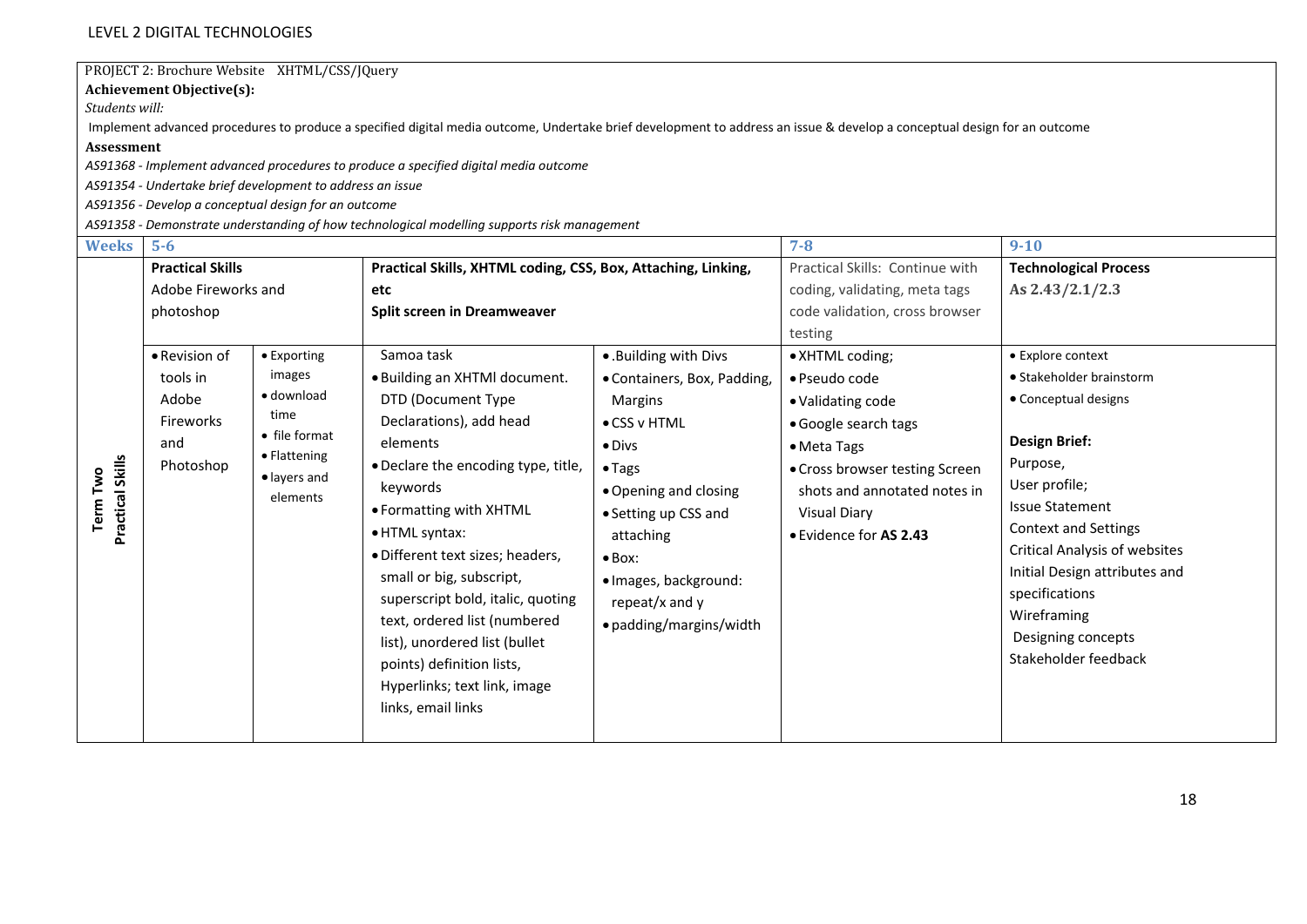PROJECT 2: Brochure Website XHTML/CSS/JQuery

**Achievement Objective(s):**

*Students will:*

Implement advanced procedures to produce a specified digital media outcome, Undertake brief development to address an issue & develop a conceptual design for an outcome

**Assessment**

*AS91368 - Implement advanced procedures to produce a specified digital media outcome*

*AS91354 - Undertake brief development to address an issue*

*AS91356 - Develop a conceptual design for an outcome*

*AS91358 - Demonstrate understanding of how technological modelling supports risk management*

| **Weeks** | **5-6** | | | | **7-8** | **9-10** |
|---|---|---|---|---|---|---|
| **Term Two Practical Skills** | **Practical Skills** Adobe Fireworks and photoshop | | **Practical Skills, XHTML coding, CSS, Box, Attaching, Linking, etc** **Split screen in Dreamweaver** | | Practical Skills: Continue with coding, validating, meta tags code validation, cross browser testing | **Technological Process** **As 2.43/2.1/2.3** |
| | • Revision of tools in Adobe Fireworks and Photoshop | • Exporting images<br>• download time<br>• file format<br>• Flattening<br>• layers and elements | Samoa task<br>• Building an XHTMl document. DTD (Document Type Declarations), add head elements<br>• Declare the encoding type, title, keywords<br>• Formatting with XHTML<br>• HTML syntax:<br>• Different text sizes; headers, small or big, subscript, superscript bold, italic, quoting text, ordered list (numbered list), unordered list (bullet points) definition lists, Hyperlinks; text link, image links, email links | • .Building with Divs<br>• Containers, Box, Padding, Margins<br>• CSS v HTML<br>• Divs<br>• Tags<br>• Opening and closing<br>• Setting up CSS and attaching<br>• Box:<br>• Images, background: repeat/x and y<br>• padding/margins/width | • XHTML coding;<br>• Pseudo code<br>• Validating code<br>• Google search tags<br>• Meta Tags<br>• Cross browser testing Screen shots and annotated notes in Visual Diary<br>• Evidence for **AS 2.43** | • Explore context<br>• Stakeholder brainstorm<br>• Conceptual designs<br><br>**Design Brief:**<br>Purpose,<br>User profile;<br>Issue Statement<br>Context and Settings<br>Critical Analysis of websites<br>Initial Design attributes and specifications<br>Wireframing<br>Designing concepts<br>Stakeholder feedback |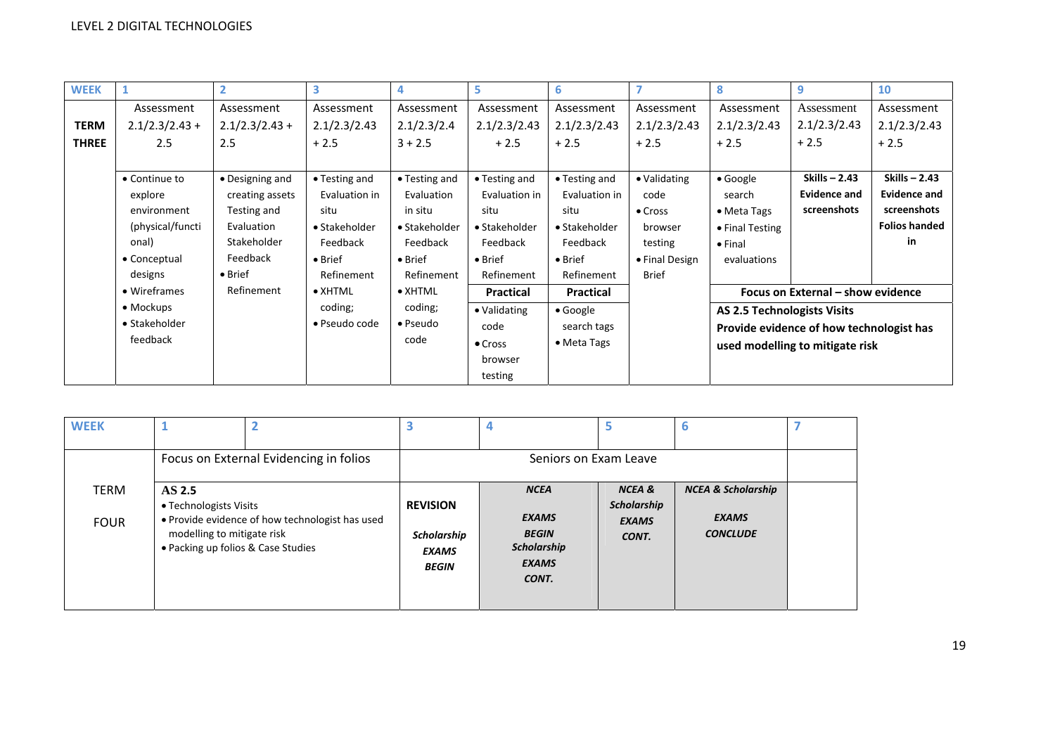| WEEK | 1 | 2 | 3 | 4 | 5 | 6 | 7 | 8 | 9 | 10 |
|---|---|---|---|---|---|---|---|---|---|---|
| **TERM THREE** | Assessment 2.1/2.3/2.43 + 2.5 | Assessment 2.1/2.3/2.43 + 2.5 | Assessment 2.1/2.3/2.43 + 2.5 | Assessment 2.1/2.3/2.43 + 2.5 | Assessment 2.1/2.3/2.43 + 2.5 | Assessment 2.1/2.3/2.43 + 2.5 | Assessment 2.1/2.3/2.43 + 2.5 | Assessment 2.1/2.3/2.43 + 2.5 | Assessment 2.1/2.3/2.43 + 2.5 | Assessment 2.1/2.3/2.43 + 2.5 |
| | • Continue to explore environment (physical/functional) • Conceptual designs • Wireframes • Mockups • Stakeholder feedback | • Designing and creating assets Testing and Evaluation Stakeholder Feedback • Brief Refinement | • Testing and Evaluation in situ • Stakeholder Feedback • Brief Refinement • XHTML coding; • Pseudo code | • Testing and Evaluation in situ • Stakeholder Feedback • Brief Refinement • XHTML coding; • Pseudo code | • Testing and Evaluation in situ • Stakeholder Feedback • Brief Refinement **Practical** • Validating code • Cross browser testing | • Testing and Evaluation in situ • Stakeholder Feedback • Brief Refinement **Practical** • Google search tags • Meta Tags | • Validating code • Cross browser testing • Final Design Brief | • Google search • Meta Tags • Final Testing • Final evaluations | **Skills – 2.43 Evidence and screenshots** | **Skills – 2.43 Evidence and screenshots Folios handed in** |
| | | | | | | | | **Focus on External – show evidence** **AS 2.5 Technologists Visits** **Provide evidence of how technologist has used modelling to mitigate risk** | | |

| WEEK | 1 | 2 | 3 | 4 | 5 | 6 | 7 |
|---|---|---|---|---|---|---|---|
| | Focus on External Evidencing in folios | | Seniors on Exam Leave | | | | |
| TERM FOUR | **AS 2.5** • Technologists Visits • Provide evidence of how technologist has used modelling to mitigate risk • Packing up folios & Case Studies | | **REVISION** ***Scholarship EXAMS BEGIN*** | ***NCEA EXAMS BEGIN Scholarship EXAMS CONT.*** | ***NCEA & Scholarship EXAMS CONT.*** | ***NCEA & Scholarship EXAMS CONCLUDE*** | |